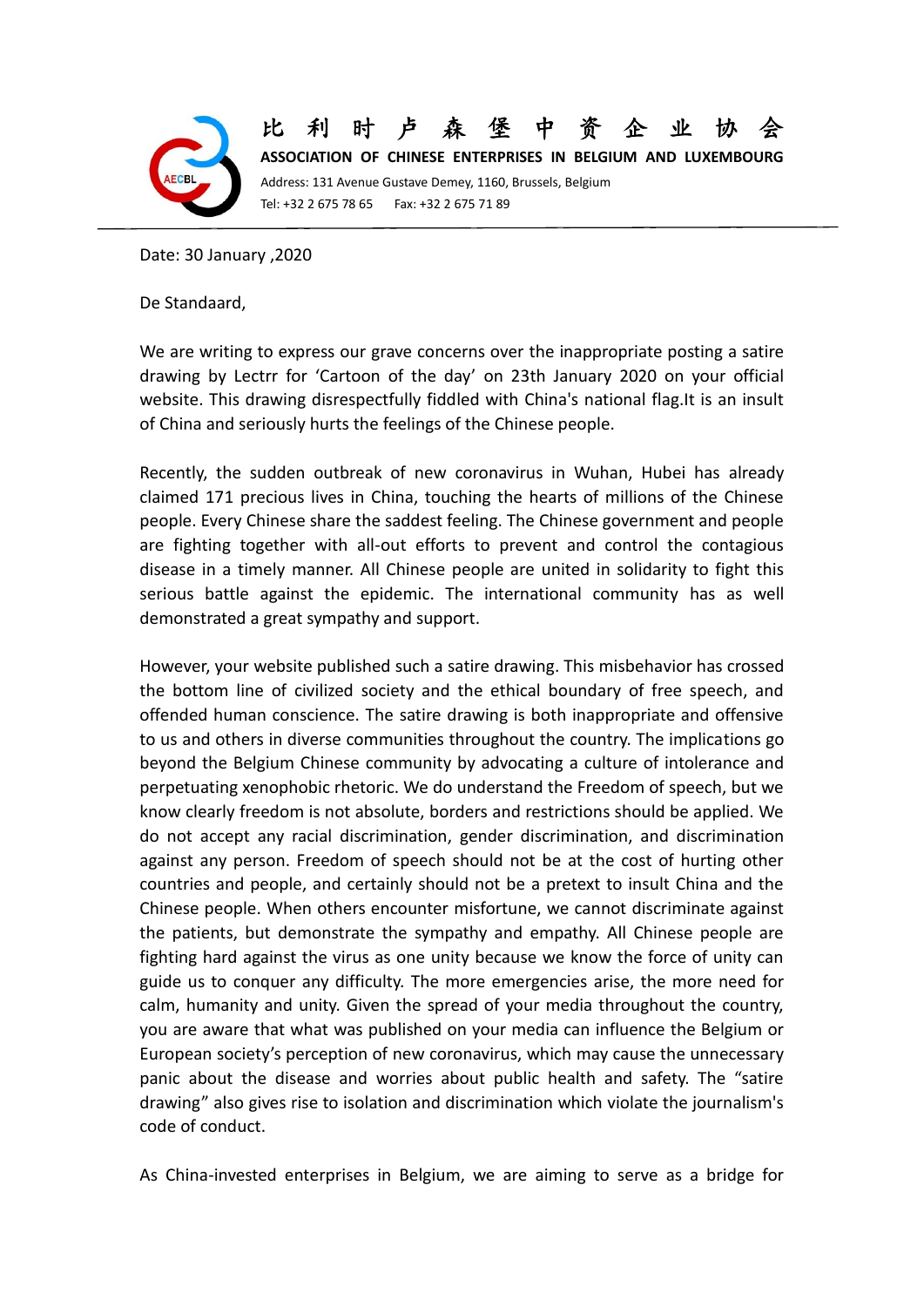# 比 利 时 卢 森 堡 中 资 企 业 协 会

**ASSOCIATION OF CHINESE ENTERPRISES IN BELGIUM AND LUXEMBOURG**

Address: 131 Avenue Gustave Demey, 1160, Brussels, Belgium

Tel: +32 2 675 78 65  Fax: +32 2 675 71 89

---

Date: 30 January ,2020

De Standaard,

We are writing to express our grave concerns over the inappropriate posting a satire drawing by Lectrr for 'Cartoon of the day' on 23th January 2020 on your official website. This drawing disrespectfully fiddled with China's national flag.It is an insult of China and seriously hurts the feelings of the Chinese people.

Recently, the sudden outbreak of new coronavirus in Wuhan, Hubei has already claimed 171 precious lives in China, touching the hearts of millions of the Chinese people. Every Chinese share the saddest feeling. The Chinese government and people are fighting together with all-out efforts to prevent and control the contagious disease in a timely manner. All Chinese people are united in solidarity to fight this serious battle against the epidemic. The international community has as well demonstrated a great sympathy and support.

However, your website published such a satire drawing. This misbehavior has crossed the bottom line of civilized society and the ethical boundary of free speech, and offended human conscience. The satire drawing is both inappropriate and offensive to us and others in diverse communities throughout the country. The implications go beyond the Belgium Chinese community by advocating a culture of intolerance and perpetuating xenophobic rhetoric. We do understand the Freedom of speech, but we know clearly freedom is not absolute, borders and restrictions should be applied. We do not accept any racial discrimination, gender discrimination, and discrimination against any person. Freedom of speech should not be at the cost of hurting other countries and people, and certainly should not be a pretext to insult China and the Chinese people. When others encounter misfortune, we cannot discriminate against the patients, but demonstrate the sympathy and empathy. All Chinese people are fighting hard against the virus as one unity because we know the force of unity can guide us to conquer any difficulty. The more emergencies arise, the more need for calm, humanity and unity. Given the spread of your media throughout the country, you are aware that what was published on your media can influence the Belgium or European society's perception of new coronavirus, which may cause the unnecessary panic about the disease and worries about public health and safety. The "satire drawing" also gives rise to isolation and discrimination which violate the journalism's code of conduct.

As China-invested enterprises in Belgium, we are aiming to serve as a bridge for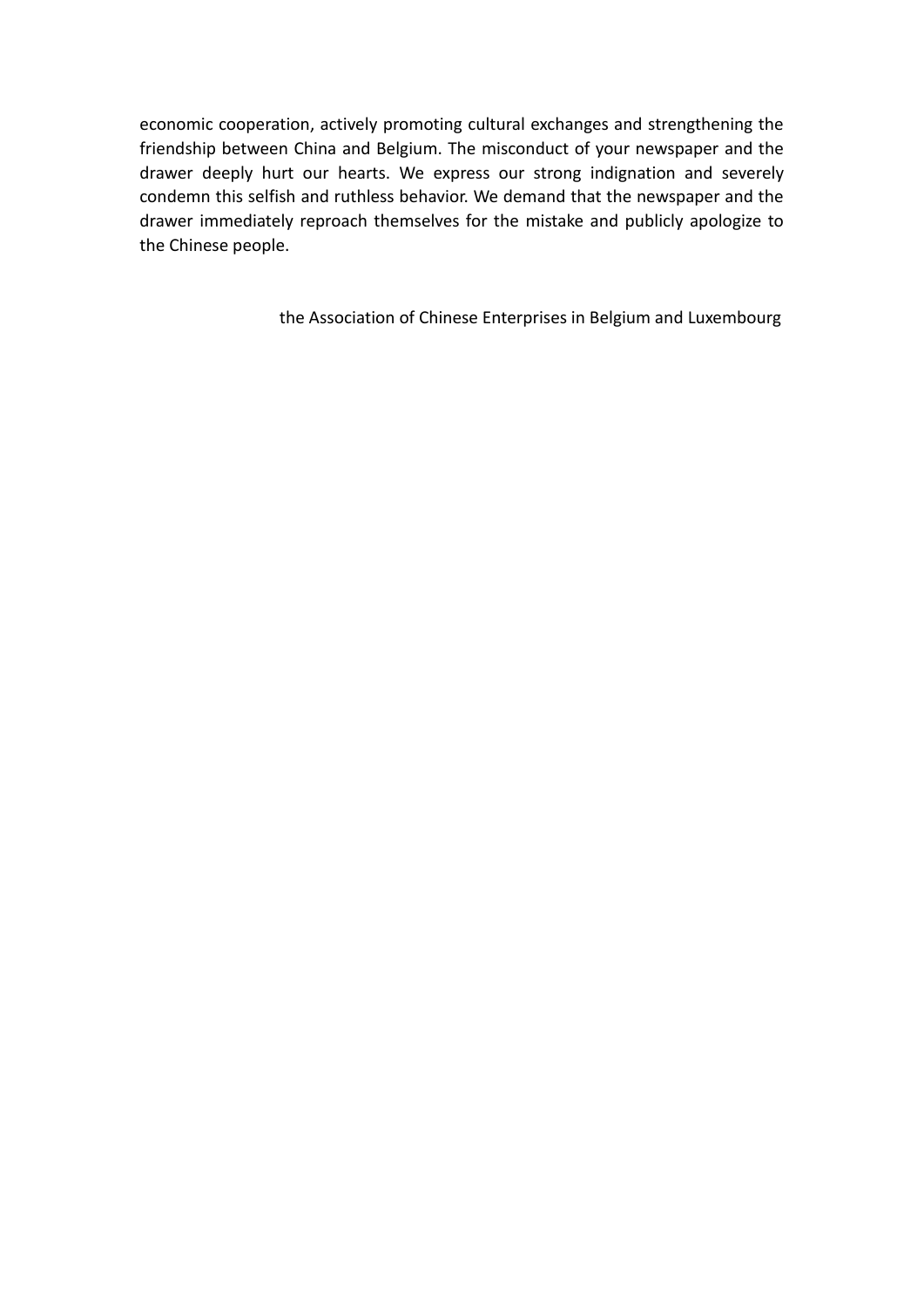economic cooperation, actively promoting cultural exchanges and strengthening the friendship between China and Belgium. The misconduct of your newspaper and the drawer deeply hurt our hearts. We express our strong indignation and severely condemn this selfish and ruthless behavior. We demand that the newspaper and the drawer immediately reproach themselves for the mistake and publicly apologize to the Chinese people.

the Association of Chinese Enterprises in Belgium and Luxembourg